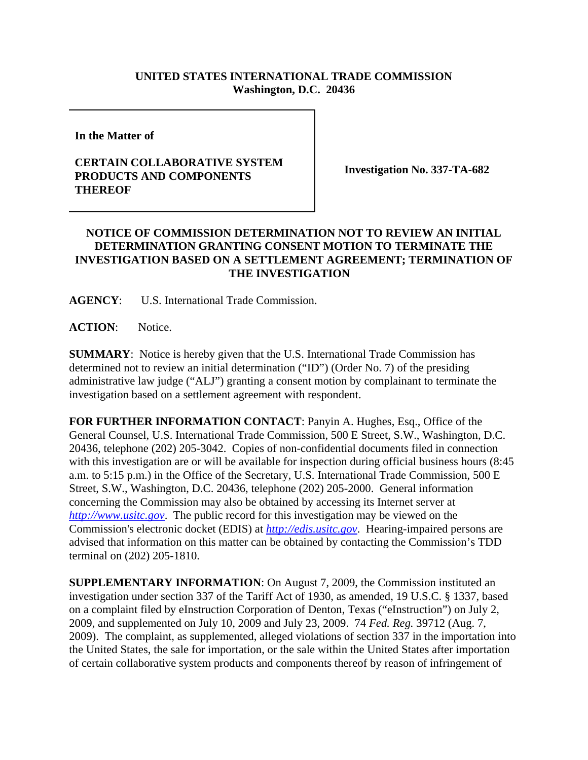**UNITED STATES INTERNATIONAL TRADE COMMISSION**
**Washington, D.C. 20436**

| In the Matter of | |
|---|---|
| **CERTAIN COLLABORATIVE SYSTEM PRODUCTS AND COMPONENTS THEREOF** | **Investigation No. 337-TA-682** |

**NOTICE OF COMMISSION DETERMINATION NOT TO REVIEW AN INITIAL DETERMINATION GRANTING CONSENT MOTION TO TERMINATE THE INVESTIGATION BASED ON A SETTLEMENT AGREEMENT; TERMINATION OF THE INVESTIGATION**

**AGENCY**: U.S. International Trade Commission.

**ACTION**: Notice.

**SUMMARY**: Notice is hereby given that the U.S. International Trade Commission has determined not to review an initial determination ("ID") (Order No. 7) of the presiding administrative law judge ("ALJ") granting a consent motion by complainant to terminate the investigation based on a settlement agreement with respondent.

**FOR FURTHER INFORMATION CONTACT**: Panyin A. Hughes, Esq., Office of the General Counsel, U.S. International Trade Commission, 500 E Street, S.W., Washington, D.C. 20436, telephone (202) 205-3042. Copies of non-confidential documents filed in connection with this investigation are or will be available for inspection during official business hours (8:45 a.m. to 5:15 p.m.) in the Office of the Secretary, U.S. International Trade Commission, 500 E Street, S.W., Washington, D.C. 20436, telephone (202) 205-2000. General information concerning the Commission may also be obtained by accessing its Internet server at *http://www.usitc.gov*. The public record for this investigation may be viewed on the Commission's electronic docket (EDIS) at *http://edis.usitc.gov*. Hearing-impaired persons are advised that information on this matter can be obtained by contacting the Commission's TDD terminal on (202) 205-1810.

**SUPPLEMENTARY INFORMATION**: On August 7, 2009, the Commission instituted an investigation under section 337 of the Tariff Act of 1930, as amended, 19 U.S.C. § 1337, based on a complaint filed by eInstruction Corporation of Denton, Texas ("eInstruction") on July 2, 2009, and supplemented on July 10, 2009 and July 23, 2009. 74 *Fed. Reg.* 39712 (Aug. 7, 2009). The complaint, as supplemented, alleged violations of section 337 in the importation into the United States, the sale for importation, or the sale within the United States after importation of certain collaborative system products and components thereof by reason of infringement of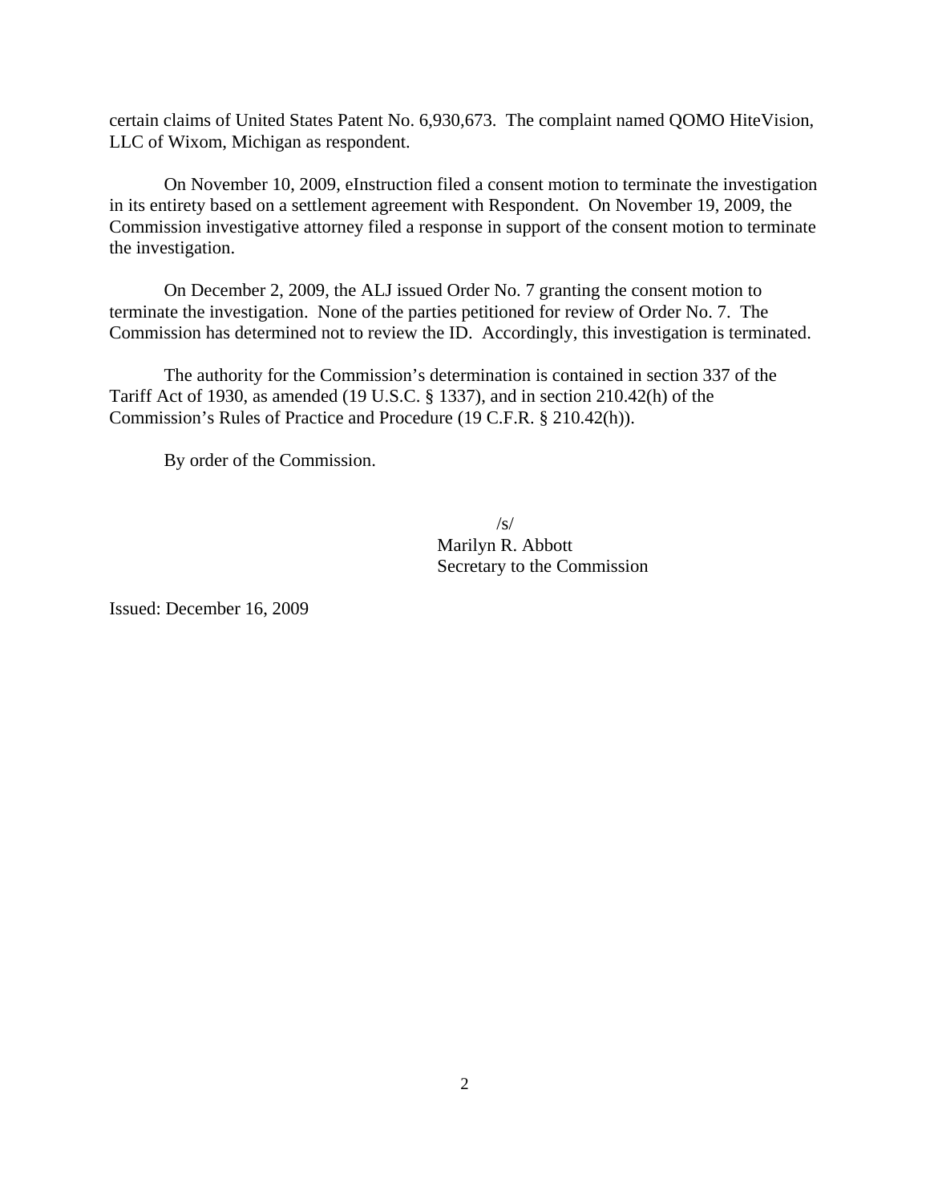certain claims of United States Patent No. 6,930,673. The complaint named QOMO HiteVision, LLC of Wixom, Michigan as respondent.

On November 10, 2009, eInstruction filed a consent motion to terminate the investigation in its entirety based on a settlement agreement with Respondent. On November 19, 2009, the Commission investigative attorney filed a response in support of the consent motion to terminate the investigation.

On December 2, 2009, the ALJ issued Order No. 7 granting the consent motion to terminate the investigation. None of the parties petitioned for review of Order No. 7. The Commission has determined not to review the ID. Accordingly, this investigation is terminated.

The authority for the Commission's determination is contained in section 337 of the Tariff Act of 1930, as amended (19 U.S.C. § 1337), and in section 210.42(h) of the Commission's Rules of Practice and Procedure (19 C.F.R. § 210.42(h)).

By order of the Commission.

/s/
Marilyn R. Abbott
Secretary to the Commission

Issued: December 16, 2009